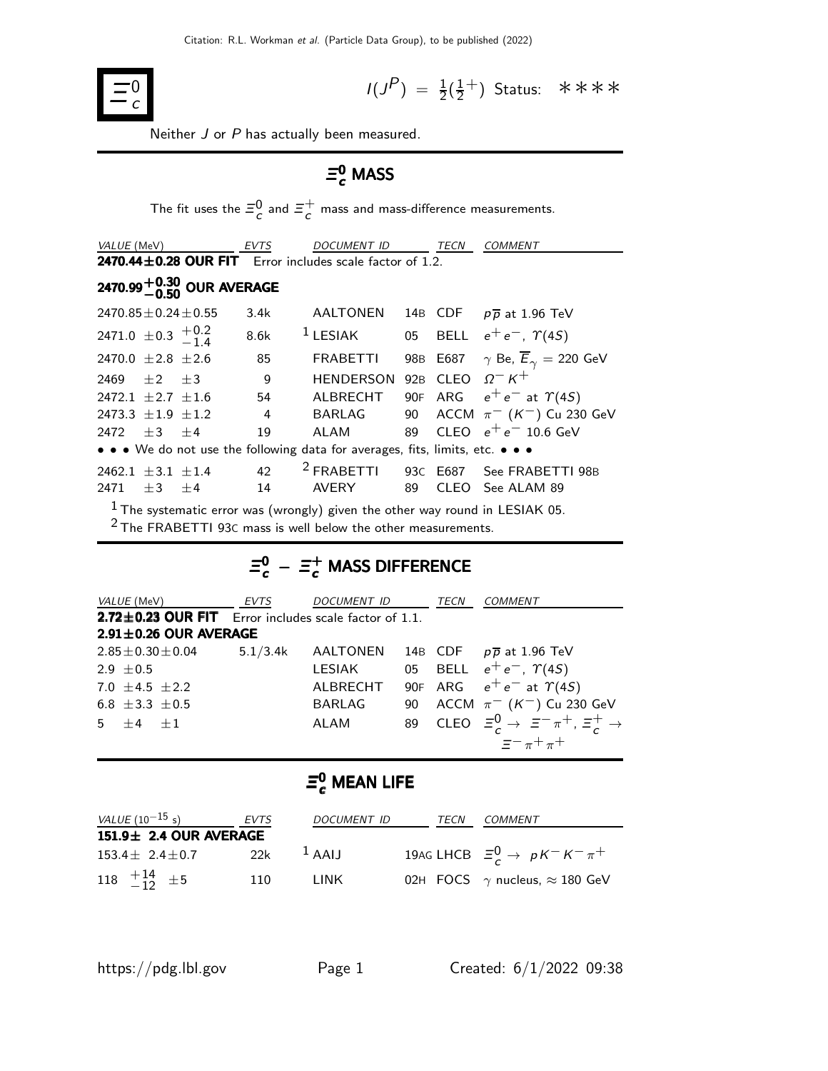# $\Xi_c^0$

$I(J^P) = \frac{1}{2}(\frac{1}{2}^+)$ Status: ∗∗∗∗

Neither $J$ or $P$ has actually been measured.

## $\Xi_c^0$ MASS

The fit uses the $\Xi_c^0$ and $\Xi_c^+$ mass and mass-difference measurements.

| VALUE (MeV) | EVTS | DOCUMENT ID | | TECN | COMMENT |
|---|---|---|---|---|---|
| **2470.44±0.28 OUR FIT** | Error includes scale factor of 1.2. | | | | |
| **$2470.99^{+0.30}_{-0.50}$ OUR AVERAGE** | | | | | |
| 2470.85±0.24±0.55 | 3.4k | AALTONEN | 14B | CDF | $p\overline{p}$ at 1.96 TeV |
| 2471.0 ±0.3 $^{+0.2}_{-1.4}$ | 8.6k | [1] LESIAK | 05 | BELL | $e^+e^-$, $\Upsilon(4S)$ |
| 2470.0 ±2.8 ±2.6 | 85 | FRABETTI | 98B | E687 | $\gamma$ Be, $\overline{E}_\gamma$ = 220 GeV |
| 2469 ±2 ±3 | 9 | HENDERSON | 92B | CLEO | $\Omega^- K^+$ |
| 2472.1 ±2.7 ±1.6 | 54 | ALBRECHT | 90F | ARG | $e^+e^-$ at $\Upsilon(4S)$ |
| 2473.3 ±1.9 ±1.2 | 4 | BARLAG | 90 | ACCM | $\pi^-$ ($K^-$) Cu 230 GeV |
| 2472 ±3 ±4 | 19 | ALAM | 89 | CLEO | $e^+e^-$ 10.6 GeV |
| • • • We do not use the following data for averages, fits, limits, etc. • • • | | | | | |
| 2462.1 ±3.1 ±1.4 | 42 | [2] FRABETTI | 93C | E687 | See FRABETTI 98B |
| 2471 ±3 ±4 | 14 | AVERY | 89 | CLEO | See ALAM 89 |

[1] The systematic error was (wrongly) given the other way round in LESIAK 05.

[2] The FRABETTI 93C mass is well below the other measurements.

## $\Xi_c^0 - \Xi_c^+$ MASS DIFFERENCE

| VALUE (MeV) | EVTS | DOCUMENT ID | | TECN | COMMENT |
|---|---|---|---|---|---|
| **2.72±0.23 OUR FIT** | Error includes scale factor of 1.1. | | | | |
| **2.91±0.26 OUR AVERAGE** | | | | | |
| 2.85±0.30±0.04 | 5.1/3.4k | AALTONEN | 14B | CDF | $p\overline{p}$ at 1.96 TeV |
| 2.9 ±0.5 | | LESIAK | 05 | BELL | $e^+e^-$, $\Upsilon(4S)$ |
| 7.0 ±4.5 ±2.2 | | ALBRECHT | 90F | ARG | $e^+e^-$ at $\Upsilon(4S)$ |
| 6.8 ±3.3 ±0.5 | | BARLAG | 90 | ACCM | $\pi^-$ ($K^-$) Cu 230 GeV |
| 5 ±4 ±1 | | ALAM | 89 | CLEO | $\Xi_c^0 \to \Xi^-\pi^+$, $\Xi_c^+ \to \Xi^-\pi^+\pi^+$ |

## $\Xi_c^0$ MEAN LIFE

| VALUE ($10^{-15}$ s) | EVTS | DOCUMENT ID | | TECN | COMMENT |
|---|---|---|---|---|---|
| **151.9± 2.4 OUR AVERAGE** | | | | | |
| 153.4± 2.4±0.7 | 22k | [1] AAIJ | 19AG | LHCB | $\Xi_c^0 \to pK^-K^-\pi^+$ |
| 118 $^{+14}_{-12}$ ±5 | 110 | LINK | 02H | FOCS | $\gamma$ nucleus, ≈ 180 GeV |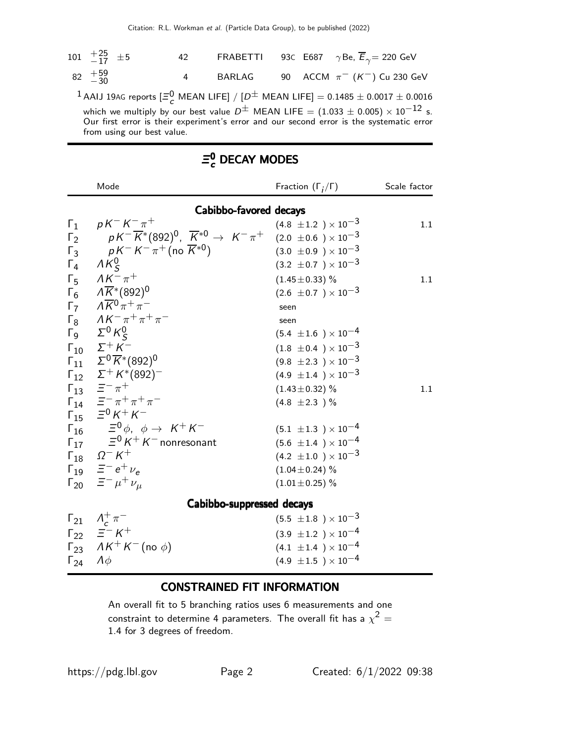| | | | | | |
|---|---|---|---|---|---|
| $101\ ^{+25}_{-17}\ \pm 5$ | 42 | FRABETTI | 93C | E687 | $\gamma$ Be, $\overline{E}_\gamma$= 220 GeV |
| $82\ ^{+59}_{-30}$ | 4 | BARLAG | 90 | ACCM | $\pi^-$ ($K^-$) Cu 230 GeV |

[1] AAIJ 19AG reports [$\Xi_c^0$ MEAN LIFE] / [$D^\pm$ MEAN LIFE] = $0.1485 \pm 0.0017 \pm 0.0016$ which we multiply by our best value $D^\pm$ MEAN LIFE = $(1.033 \pm 0.005) \times 10^{-12}$ s. Our first error is their experiment's error and our second error is the systematic error from using our best value.

## $\Xi_c^0$ DECAY MODES

| | Mode | Fraction ($\Gamma_i/\Gamma$) | Scale factor |
|---|---|---|---|
| | **Cabibbo-favored decays** | | |
| $\Gamma_1$ | $pK^-K^-\pi^+$ | $(4.8 \pm 1.2) \times 10^{-3}$ | 1.1 |
| $\Gamma_2$ | $pK^-\overline{K}^*(892)^0$, $\overline{K}^{*0} \to K^-\pi^+$ | $(2.0 \pm 0.6) \times 10^{-3}$ | |
| $\Gamma_3$ | $pK^-K^-\pi^+$(no $\overline{K}^{*0}$) | $(3.0 \pm 0.9) \times 10^{-3}$ | |
| $\Gamma_4$ | $\Lambda K_S^0$ | $(3.2 \pm 0.7) \times 10^{-3}$ | |
| $\Gamma_5$ | $\Lambda K^-\pi^+$ | $(1.45 \pm 0.33)$ % | 1.1 |
| $\Gamma_6$ | $\Lambda\overline{K}^*(892)^0$ | $(2.6 \pm 0.7) \times 10^{-3}$ | |
| $\Gamma_7$ | $\Lambda\overline{K}^0\pi^+\pi^-$ | seen | |
| $\Gamma_8$ | $\Lambda K^-\pi^+\pi^+\pi^-$ | seen | |
| $\Gamma_9$ | $\Sigma^0 K_S^0$ | $(5.4 \pm 1.6) \times 10^{-4}$ | |
| $\Gamma_{10}$ | $\Sigma^+ K^-$ | $(1.8 \pm 0.4) \times 10^{-3}$ | |
| $\Gamma_{11}$ | $\Sigma^0\overline{K}^*(892)^0$ | $(9.8 \pm 2.3) \times 10^{-3}$ | |
| $\Gamma_{12}$ | $\Sigma^+ K^*(892)^-$ | $(4.9 \pm 1.4) \times 10^{-3}$ | |
| $\Gamma_{13}$ | $\Xi^-\pi^+$ | $(1.43 \pm 0.32)$ % | 1.1 |
| $\Gamma_{14}$ | $\Xi^-\pi^+\pi^+\pi^-$ | $(4.8 \pm 2.3)$ % | |
| $\Gamma_{15}$ | $\Xi^0 K^+K^-$ | | |
| $\Gamma_{16}$ | $\Xi^0\phi$, $\phi \to K^+K^-$ | $(5.1 \pm 1.3) \times 10^{-4}$ | |
| $\Gamma_{17}$ | $\Xi^0 K^+K^-$ nonresonant | $(5.6 \pm 1.4) \times 10^{-4}$ | |
| $\Gamma_{18}$ | $\Omega^- K^+$ | $(4.2 \pm 1.0) \times 10^{-3}$ | |
| $\Gamma_{19}$ | $\Xi^- e^+\nu_e$ | $(1.04 \pm 0.24)$ % | |
| $\Gamma_{20}$ | $\Xi^-\mu^+\nu_\mu$ | $(1.01 \pm 0.25)$ % | |
| | **Cabibbo-suppressed decays** | | |
| $\Gamma_{21}$ | $\Lambda_c^+\pi^-$ | $(5.5 \pm 1.8) \times 10^{-3}$ | |
| $\Gamma_{22}$ | $\Xi^- K^+$ | $(3.9 \pm 1.2) \times 10^{-4}$ | |
| $\Gamma_{23}$ | $\Lambda K^+K^-$ (no $\phi$) | $(4.1 \pm 1.4) \times 10^{-4}$ | |
| $\Gamma_{24}$ | $\Lambda\phi$ | $(4.9 \pm 1.5) \times 10^{-4}$ | |

## CONSTRAINED FIT INFORMATION

An overall fit to 5 branching ratios uses 6 measurements and one constraint to determine 4 parameters. The overall fit has a $\chi^2$ = 1.4 for 3 degrees of freedom.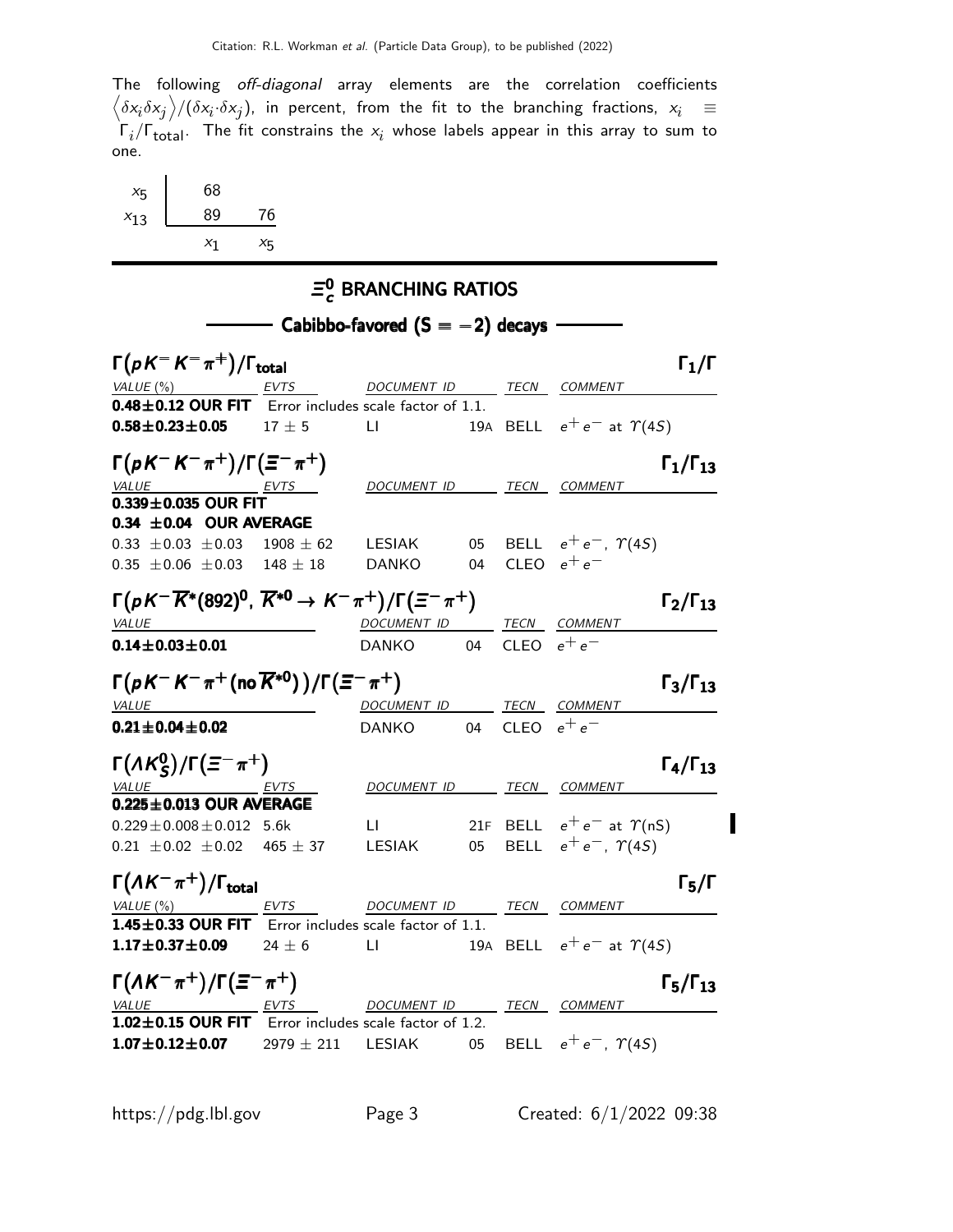The following *off-diagonal* array elements are the correlation coefficients $\left\langle \delta x_i \delta x_j \right\rangle / (\delta x_i \cdot \delta x_j)$, in percent, from the fit to the branching fractions, $x_i \equiv \Gamma_i/\Gamma_{\text{total}}$. The fit constrains the $x_i$ whose labels appear in this array to sum to one.

| | | |
|---|---|---|
| $x_5$ | 68 | |
| $x_{13}$ | 89 | 76 |
| | $x_1$ | $x_5$ |

## $\Xi_c^0$ BRANCHING RATIOS

### Cabibbo-favored ($S = -2$) decays

**$\Gamma(pK^-K^-\pi^+)/\Gamma_{\text{total}}$** — $\Gamma_1/\Gamma$

| VALUE (%) | EVTS | DOCUMENT ID | | TECN | COMMENT |
|---|---|---|---|---|---|
| **0.48±0.12 OUR FIT** | Error includes scale factor of 1.1. | | | | |
| **0.58±0.23±0.05** | 17 ± 5 | LI | 19A | BELL | $e^+e^-$ at $\Upsilon(4S)$ |

**$\Gamma(pK^-K^-\pi^+)/\Gamma(\Xi^-\pi^+)$** — $\Gamma_1/\Gamma_{13}$

| VALUE | EVTS | DOCUMENT ID | | TECN | COMMENT |
|---|---|---|---|---|---|
| **0.339±0.035 OUR FIT** | | | | | |
| **0.34 ±0.04 OUR AVERAGE** | | | | | |
| 0.33 ±0.03 ±0.03 | 1908 ± 62 | LESIAK | 05 | BELL | $e^+e^-$, $\Upsilon(4S)$ |
| 0.35 ±0.06 ±0.03 | 148 ± 18 | DANKO | 04 | CLEO | $e^+e^-$ |

**$\Gamma(pK^-\overline{K}^*(892)^0,\ \overline{K}^{*0} \to K^-\pi^+)/\Gamma(\Xi^-\pi^+)$** — $\Gamma_2/\Gamma_{13}$

| VALUE | DOCUMENT ID | | TECN | COMMENT |
|---|---|---|---|---|
| **0.14±0.03±0.01** | DANKO | 04 | CLEO | $e^+e^-$ |

**$\Gamma(pK^-K^-\pi^+ (\text{no } \overline{K}^{*0}))/\Gamma(\Xi^-\pi^+)$** — $\Gamma_3/\Gamma_{13}$

| VALUE | DOCUMENT ID | | TECN | COMMENT |
|---|---|---|---|---|
| **0.21±0.04±0.02** | DANKO | 04 | CLEO | $e^+e^-$ |

**$\Gamma(\Lambda K_S^0)/\Gamma(\Xi^-\pi^+)$** — $\Gamma_4/\Gamma_{13}$

| VALUE | EVTS | DOCUMENT ID | | TECN | COMMENT |
|---|---|---|---|---|---|
| **0.225±0.013 OUR AVERAGE** | | | | | |
| 0.229±0.008±0.012 | 5.6k | LI | 21F | BELL | $e^+e^-$ at $\Upsilon$(nS) |
| 0.21 ±0.02 ±0.02 | 465 ± 37 | LESIAK | 05 | BELL | $e^+e^-$, $\Upsilon(4S)$ |

**$\Gamma(\Lambda K^-\pi^+)/\Gamma_{\text{total}}$** — $\Gamma_5/\Gamma$

| VALUE (%) | EVTS | DOCUMENT ID | | TECN | COMMENT |
|---|---|---|---|---|---|
| **1.45±0.33 OUR FIT** | Error includes scale factor of 1.1. | | | | |
| **1.17±0.37±0.09** | 24 ± 6 | LI | 19A | BELL | $e^+e^-$ at $\Upsilon(4S)$ |

**$\Gamma(\Lambda K^-\pi^+)/\Gamma(\Xi^-\pi^+)$** — $\Gamma_5/\Gamma_{13}$

| VALUE | EVTS | DOCUMENT ID | | TECN | COMMENT |
|---|---|---|---|---|---|
| **1.02±0.15 OUR FIT** | Error includes scale factor of 1.2. | | | | |
| **1.07±0.12±0.07** | 2979 ± 211 | LESIAK | 05 | BELL | $e^+e^-$, $\Upsilon(4S)$ |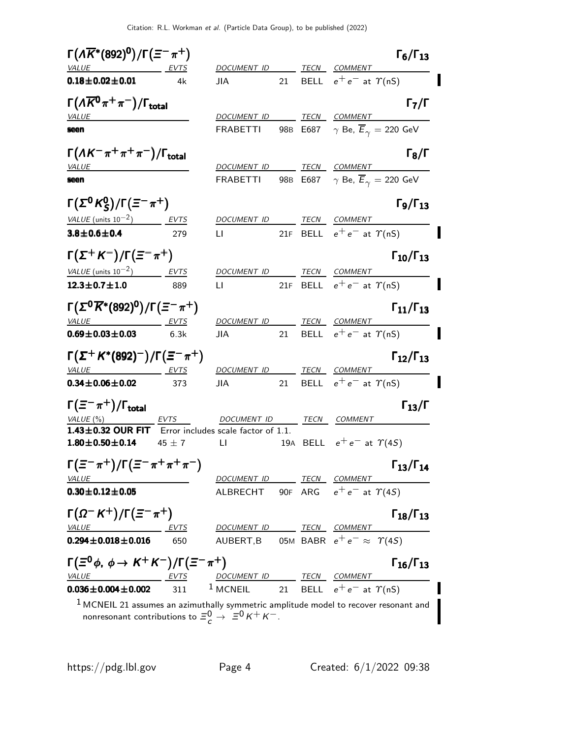### $\Gamma(\Lambda \overline{K}^*(892)^0)/\Gamma(\Xi^- \pi^+)$ — $\Gamma_6/\Gamma_{13}$

| VALUE | EVTS | DOCUMENT ID | | TECN | COMMENT |
|---|---|---|---|---|---|
| **0.18±0.02±0.01** | 4k | JIA | 21 | BELL | $e^+ e^-$ at $\Upsilon$(nS) |

### $\Gamma(\Lambda \overline{K}^0 \pi^+ \pi^-)/\Gamma_{total}$ — $\Gamma_7/\Gamma$

| VALUE | DOCUMENT ID | | TECN | COMMENT |
|---|---|---|---|---|
| **seen** | FRABETTI | 98B | E687 | $\gamma$ Be, $\overline{E}_\gamma = 220$ GeV |

### $\Gamma(\Lambda K^- \pi^+ \pi^+ \pi^-)/\Gamma_{total}$ — $\Gamma_8/\Gamma$

| VALUE | DOCUMENT ID | | TECN | COMMENT |
|---|---|---|---|---|
| **seen** | FRABETTI | 98B | E687 | $\gamma$ Be, $\overline{E}_\gamma = 220$ GeV |

### $\Gamma(\Sigma^0 K^0_S)/\Gamma(\Xi^- \pi^+)$ — $\Gamma_9/\Gamma_{13}$

| VALUE (units $10^{-2}$) | EVTS | DOCUMENT ID | | TECN | COMMENT |
|---|---|---|---|---|---|
| **3.8±0.6±0.4** | 279 | LI | 21F | BELL | $e^+ e^-$ at $\Upsilon$(nS) |

### $\Gamma(\Sigma^+ K^-)/\Gamma(\Xi^- \pi^+)$ — $\Gamma_{10}/\Gamma_{13}$

| VALUE (units $10^{-2}$) | EVTS | DOCUMENT ID | | TECN | COMMENT |
|---|---|---|---|---|---|
| **12.3±0.7±1.0** | 889 | LI | 21F | BELL | $e^+ e^-$ at $\Upsilon$(nS) |

### $\Gamma(\Sigma^0 \overline{K}^*(892)^0)/\Gamma(\Xi^- \pi^+)$ — $\Gamma_{11}/\Gamma_{13}$

| VALUE | EVTS | DOCUMENT ID | | TECN | COMMENT |
|---|---|---|---|---|---|
| **0.69±0.03±0.03** | 6.3k | JIA | 21 | BELL | $e^+ e^-$ at $\Upsilon$(nS) |

### $\Gamma(\Sigma^+ K^*(892)^-)/\Gamma(\Xi^- \pi^+)$ — $\Gamma_{12}/\Gamma_{13}$

| VALUE | EVTS | DOCUMENT ID | | TECN | COMMENT |
|---|---|---|---|---|---|
| **0.34±0.06±0.02** | 373 | JIA | 21 | BELL | $e^+ e^-$ at $\Upsilon$(nS) |

### $\Gamma(\Xi^- \pi^+)/\Gamma_{total}$ — $\Gamma_{13}/\Gamma$

| VALUE (%) | EVTS | DOCUMENT ID | | TECN | COMMENT |
|---|---|---|---|---|---|
| **1.43±0.32 OUR FIT** | Error includes scale factor of 1.1. | | | | |
| **1.80±0.50±0.14** | 45 ± 7 | LI | 19A | BELL | $e^+ e^-$ at $\Upsilon(4S)$ |

### $\Gamma(\Xi^- \pi^+)/\Gamma(\Xi^- \pi^+ \pi^+ \pi^-)$ — $\Gamma_{13}/\Gamma_{14}$

| VALUE | DOCUMENT ID | | TECN | COMMENT |
|---|---|---|---|---|
| **0.30±0.12±0.05** | ALBRECHT | 90F | ARG | $e^+ e^-$ at $\Upsilon(4S)$ |

### $\Gamma(\Omega^- K^+)/\Gamma(\Xi^- \pi^+)$ — $\Gamma_{18}/\Gamma_{13}$

| VALUE | EVTS | DOCUMENT ID | | TECN | COMMENT |
|---|---|---|---|---|---|
| **0.294±0.018±0.016** | 650 | AUBERT,B | 05M | BABR | $e^+ e^- \approx \Upsilon(4S)$ |

### $\Gamma(\Xi^0 \phi,\ \phi \to K^+ K^-)/\Gamma(\Xi^- \pi^+)$ — $\Gamma_{16}/\Gamma_{13}$

| VALUE | EVTS | DOCUMENT ID | | TECN | COMMENT |
|---|---|---|---|---|---|
| **0.036±0.004±0.002** | 311 | [1] MCNEIL | 21 | BELL | $e^+ e^-$ at $\Upsilon$(nS) |

[1] MCNEIL 21 assumes an azimuthally symmetric amplitude model to recover resonant and nonresonant contributions to $\Xi^0_c \to \Xi^0 K^+ K^-$.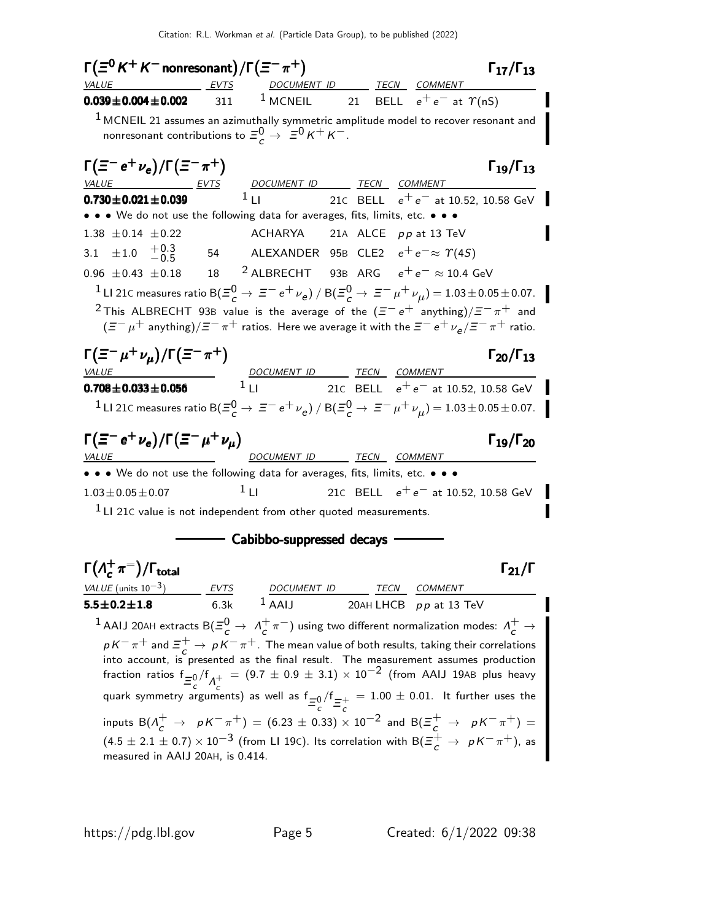### $\Gamma(\Xi^0 K^+ K^- \text{ nonresonant})/\Gamma(\Xi^- \pi^+)$ — $\Gamma_{17}/\Gamma_{13}$

| VALUE | EVTS | DOCUMENT ID | | TECN | COMMENT |
|---|---|---|---|---|---|
| **0.039±0.004±0.002** | 311 | [1] MCNEIL | 21 | BELL | $e^+e^-$ at $\Upsilon(nS)$ |

[1] MCNEIL 21 assumes an azimuthally symmetric amplitude model to recover resonant and nonresonant contributions to $\Xi_c^0 \to \Xi^0 K^+ K^-$.

### $\Gamma(\Xi^- e^+ \nu_e)/\Gamma(\Xi^- \pi^+)$ — $\Gamma_{19}/\Gamma_{13}$

| VALUE | EVTS | DOCUMENT ID | | TECN | COMMENT |
|---|---|---|---|---|---|
| **0.730±0.021±0.039** | | [1] LI | 21C | BELL | $e^+e^-$ at 10.52, 10.58 GeV |
| • • • We do not use the following data for averages, fits, limits, etc. • • • | | | | | |
| 1.38 ±0.14 ±0.22 | | ACHARYA | 21A | ALCE | $pp$ at 13 TeV |
| 3.1 ±1.0 $^{+0.3}_{-0.5}$ | 54 | ALEXANDER | 95B | CLE2 | $e^+e^- \approx \Upsilon(4S)$ |
| 0.96 ±0.43 ±0.18 | 18 | [2] ALBRECHT | 93B | ARG | $e^+e^- \approx$ 10.4 GeV |

[1] LI 21C measures ratio $B(\Xi_c^0 \to \Xi^- e^+ \nu_e)$ / $B(\Xi_c^0 \to \Xi^- \mu^+ \nu_\mu) = 1.03 \pm 0.05 \pm 0.07$.

[2] This ALBRECHT 93B value is the average of the $(\Xi^- e^+ \text{ anything})/\Xi^- \pi^+$ and $(\Xi^- \mu^+ \text{ anything})/\Xi^- \pi^+$ ratios. Here we average it with the $\Xi^- e^+ \nu_e/\Xi^- \pi^+$ ratio.

### $\Gamma(\Xi^- \mu^+ \nu_\mu)/\Gamma(\Xi^- \pi^+)$ — $\Gamma_{20}/\Gamma_{13}$

| VALUE | DOCUMENT ID | | TECN | COMMENT |
|---|---|---|---|---|
| **0.708±0.033±0.056** | [1] LI | 21C | BELL | $e^+e^-$ at 10.52, 10.58 GeV |

[1] LI 21C measures ratio $B(\Xi_c^0 \to \Xi^- e^+ \nu_e)$ / $B(\Xi_c^0 \to \Xi^- \mu^+ \nu_\mu) = 1.03 \pm 0.05 \pm 0.07$.

### $\Gamma(\Xi^- e^+ \nu_e)/\Gamma(\Xi^- \mu^+ \nu_\mu)$ — $\Gamma_{19}/\Gamma_{20}$

| VALUE | DOCUMENT ID | | TECN | COMMENT |
|---|---|---|---|---|
| • • • We do not use the following data for averages, fits, limits, etc. • • • | | | | |
| 1.03±0.05±0.07 | [1] LI | 21C | BELL | $e^+e^-$ at 10.52, 10.58 GeV |

[1] LI 21C value is not independent from other quoted measurements.

## Cabibbo-suppressed decays

### $\Gamma(\Lambda_c^+ \pi^-)/\Gamma_{\text{total}}$ — $\Gamma_{21}/\Gamma$

| VALUE (units $10^{-3}$) | EVTS | DOCUMENT ID | TECN | COMMENT |
|---|---|---|---|---|
| **5.5±0.2±1.8** | 6.3k | [1] AAIJ | 20AH LHCB | $pp$ at 13 TeV |

[1] AAIJ 20AH extracts $B(\Xi_c^0 \to \Lambda_c^+ \pi^-)$ using two different normalization modes: $\Lambda_c^+ \to pK^-\pi^+$ and $\Xi_c^+ \to pK^-\pi^+$. The mean value of both results, taking their correlations into account, is presented as the final result. The measurement assumes production fraction ratios $f_{\Xi_c^0}/f_{\Lambda_c^+} = (9.7 \pm 0.9 \pm 3.1) \times 10^{-2}$ (from AAIJ 19AB plus heavy quark symmetry arguments) as well as $f_{\Xi_c^0}/f_{\Xi_c^+} = 1.00 \pm 0.01$. It further uses the inputs $B(\Lambda_c^+ \to pK^-\pi^+) = (6.23 \pm 0.33) \times 10^{-2}$ and $B(\Xi_c^+ \to pK^-\pi^+) = (4.5 \pm 2.1 \pm 0.7) \times 10^{-3}$ (from LI 19C). Its correlation with $B(\Xi_c^+ \to pK^-\pi^+)$, as measured in AAIJ 20AH, is 0.414.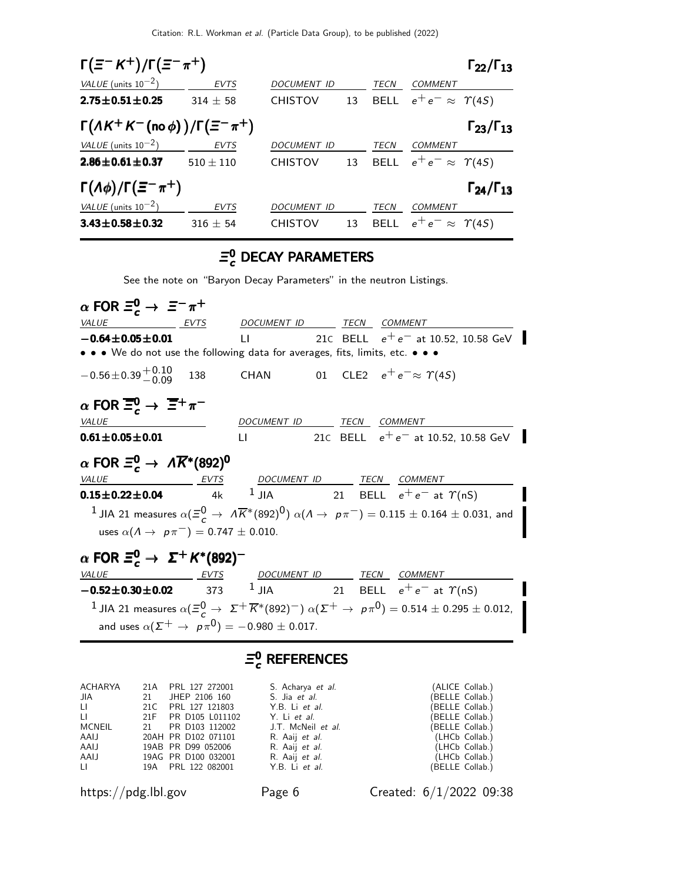### $\Gamma(\Xi^- K^+)/\Gamma(\Xi^- \pi^+)$ — $\Gamma_{22}/\Gamma_{13}$

| VALUE (units $10^{-2}$) | EVTS | DOCUMENT ID | | TECN | COMMENT |
|---|---|---|---|---|---|
| **$2.75 \pm 0.51 \pm 0.25$** | $314 \pm 58$ | CHISTOV | 13 | BELL | $e^+e^- \approx \Upsilon(4S)$ |

### $\Gamma(\Lambda K^+ K^- (\text{no}\,\phi))/\Gamma(\Xi^- \pi^+)$ — $\Gamma_{23}/\Gamma_{13}$

| VALUE (units $10^{-2}$) | EVTS | DOCUMENT ID | | TECN | COMMENT |
|---|---|---|---|---|---|
| **$2.86 \pm 0.61 \pm 0.37$** | $510 \pm 110$ | CHISTOV | 13 | BELL | $e^+e^- \approx \Upsilon(4S)$ |

### $\Gamma(\Lambda\phi)/\Gamma(\Xi^- \pi^+)$ — $\Gamma_{24}/\Gamma_{13}$

| VALUE (units $10^{-2}$) | EVTS | DOCUMENT ID | | TECN | COMMENT |
|---|---|---|---|---|---|
| **$3.43 \pm 0.58 \pm 0.32$** | $316 \pm 54$ | CHISTOV | 13 | BELL | $e^+e^- \approx \Upsilon(4S)$ |

## $\Xi_c^0$ DECAY PARAMETERS

See the note on "Baryon Decay Parameters" in the neutron Listings.

### $\alpha$ FOR $\Xi_c^0 \to \Xi^- \pi^+$

| VALUE | EVTS | DOCUMENT ID | | TECN | COMMENT |
|---|---|---|---|---|---|
| **$-0.64 \pm 0.05 \pm 0.01$** | | LI | 21C | BELL | $e^+e^-$ at 10.52, 10.58 GeV |
| • • • We do not use the following data for averages, fits, limits, etc. • • • | | | | | |
| $-0.56 \pm 0.39^{+0.10}_{-0.09}$ | 138 | CHAN | 01 | CLE2 | $e^+e^- \approx \Upsilon(4S)$ |

### $\alpha$ FOR $\overline{\Xi}_c^0 \to \overline{\Xi}^+ \pi^-$

| VALUE | DOCUMENT ID | | TECN | COMMENT |
|---|---|---|---|---|
| **$0.61 \pm 0.05 \pm 0.01$** | LI | 21C | BELL | $e^+e^-$ at 10.52, 10.58 GeV |

### $\alpha$ FOR $\Xi_c^0 \to \Lambda \overline{K}^*(892)^0$

| VALUE | EVTS | DOCUMENT ID | | TECN | COMMENT |
|---|---|---|---|---|---|
| **$0.15 \pm 0.22 \pm 0.04$** | 4k | [1] JIA | 21 | BELL | $e^+e^-$ at $\Upsilon(nS)$ |

[1] JIA 21 measures $\alpha(\Xi_c^0 \to \Lambda \overline{K}^*(892)^0)\,\alpha(\Lambda \to p\pi^-) = 0.115 \pm 0.164 \pm 0.031$, and uses $\alpha(\Lambda \to p\pi^-) = 0.747 \pm 0.010$.

### $\alpha$ FOR $\Xi_c^0 \to \Sigma^+ K^*(892)^-$

| VALUE | EVTS | DOCUMENT ID | | TECN | COMMENT |
|---|---|---|---|---|---|
| **$-0.52 \pm 0.30 \pm 0.02$** | 373 | [1] JIA | 21 | BELL | $e^+e^-$ at $\Upsilon(nS)$ |

[1] JIA 21 measures $\alpha(\Xi_c^0 \to \Sigma^+ \overline{K}^*(892)^-)\,\alpha(\Sigma^+ \to p\pi^0) = 0.514 \pm 0.295 \pm 0.012$, and uses $\alpha(\Sigma^+ \to p\pi^0) = -0.980 \pm 0.017$.

## $\Xi_c^0$ REFERENCES

| | | | | |
|---|---|---|---|---|
| ACHARYA | 21A | PRL 127 272001 | S. Acharya *et al.* | (ALICE Collab.) |
| JIA | 21 | JHEP 2106 160 | S. Jia *et al.* | (BELLE Collab.) |
| LI | 21C | PRL 127 121803 | Y.B. Li *et al.* | (BELLE Collab.) |
| LI | 21F | PR D105 L011102 | Y. Li *et al.* | (BELLE Collab.) |
| MCNEIL | 21 | PR D103 112002 | J.T. McNeil *et al.* | (BELLE Collab.) |
| AAIJ | 20AH | PR D102 071101 | R. Aaij *et al.* | (LHCb Collab.) |
| AAIJ | 19AB | PR D99 052006 | R. Aaij *et al.* | (LHCb Collab.) |
| AAIJ | 19AG | PR D100 032001 | R. Aaij *et al.* | (LHCb Collab.) |
| LI | 19A | PRL 122 082001 | Y.B. Li *et al.* | (BELLE Collab.) |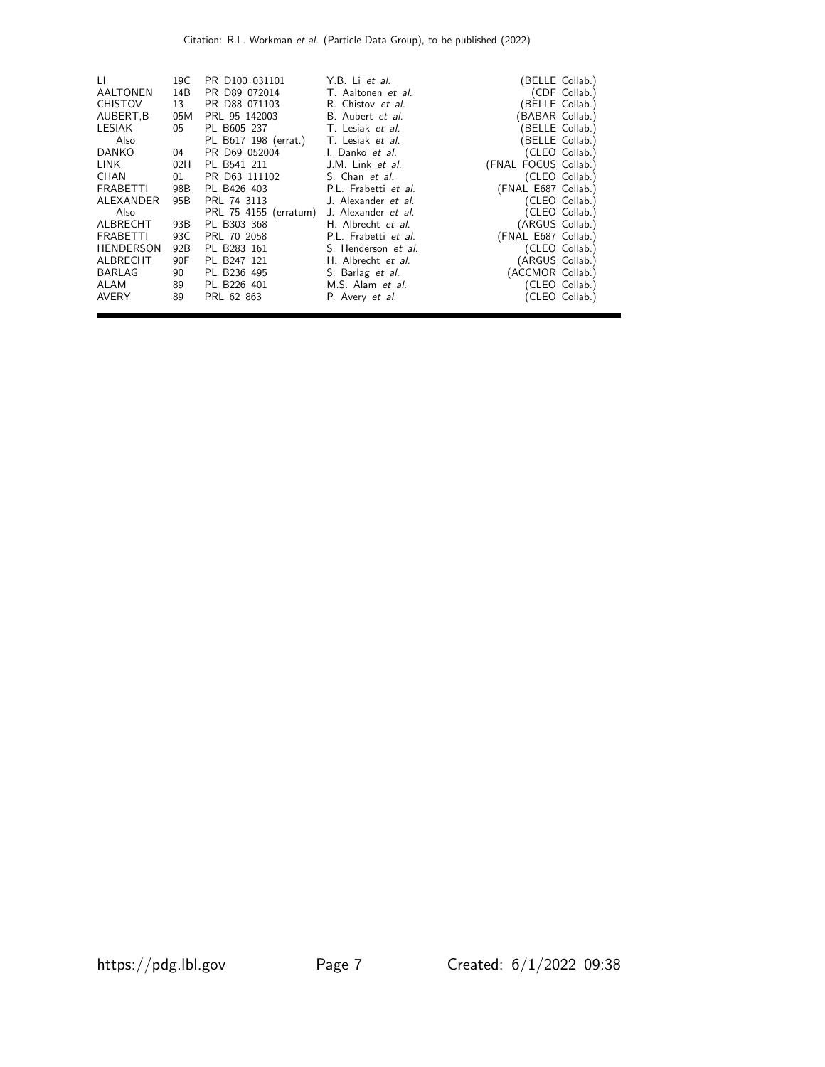| | | | | |
|---|---|---|---|---|
| LI | 19C | PR D100 031101 | Y.B. Li *et al.* | (BELLE Collab.) |
| AALTONEN | 14B | PR D89 072014 | T. Aaltonen *et al.* | (CDF Collab.) |
| CHISTOV | 13 | PR D88 071103 | R. Chistov *et al.* | (BELLE Collab.) |
| AUBERT,B | 05M | PRL 95 142003 | B. Aubert *et al.* | (BABAR Collab.) |
| LESIAK | 05 | PL B605 237 | T. Lesiak *et al.* | (BELLE Collab.) |
| Also | | PL B617 198 (errat.) | T. Lesiak *et al.* | (BELLE Collab.) |
| DANKO | 04 | PR D69 052004 | I. Danko *et al.* | (CLEO Collab.) |
| LINK | 02H | PL B541 211 | J.M. Link *et al.* | (FNAL FOCUS Collab.) |
| CHAN | 01 | PR D63 111102 | S. Chan *et al.* | (CLEO Collab.) |
| FRABETTI | 98B | PL B426 403 | P.L. Frabetti *et al.* | (FNAL E687 Collab.) |
| ALEXANDER | 95B | PRL 74 3113 | J. Alexander *et al.* | (CLEO Collab.) |
| Also | | PRL 75 4155 (erratum) | J. Alexander *et al.* | (CLEO Collab.) |
| ALBRECHT | 93B | PL B303 368 | H. Albrecht *et al.* | (ARGUS Collab.) |
| FRABETTI | 93C | PRL 70 2058 | P.L. Frabetti *et al.* | (FNAL E687 Collab.) |
| HENDERSON | 92B | PL B283 161 | S. Henderson *et al.* | (CLEO Collab.) |
| ALBRECHT | 90F | PL B247 121 | H. Albrecht *et al.* | (ARGUS Collab.) |
| BARLAG | 90 | PL B236 495 | S. Barlag *et al.* | (ACCMOR Collab.) |
| ALAM | 89 | PL B226 401 | M.S. Alam *et al.* | (CLEO Collab.) |
| AVERY | 89 | PRL 62 863 | P. Avery *et al.* | (CLEO Collab.) |